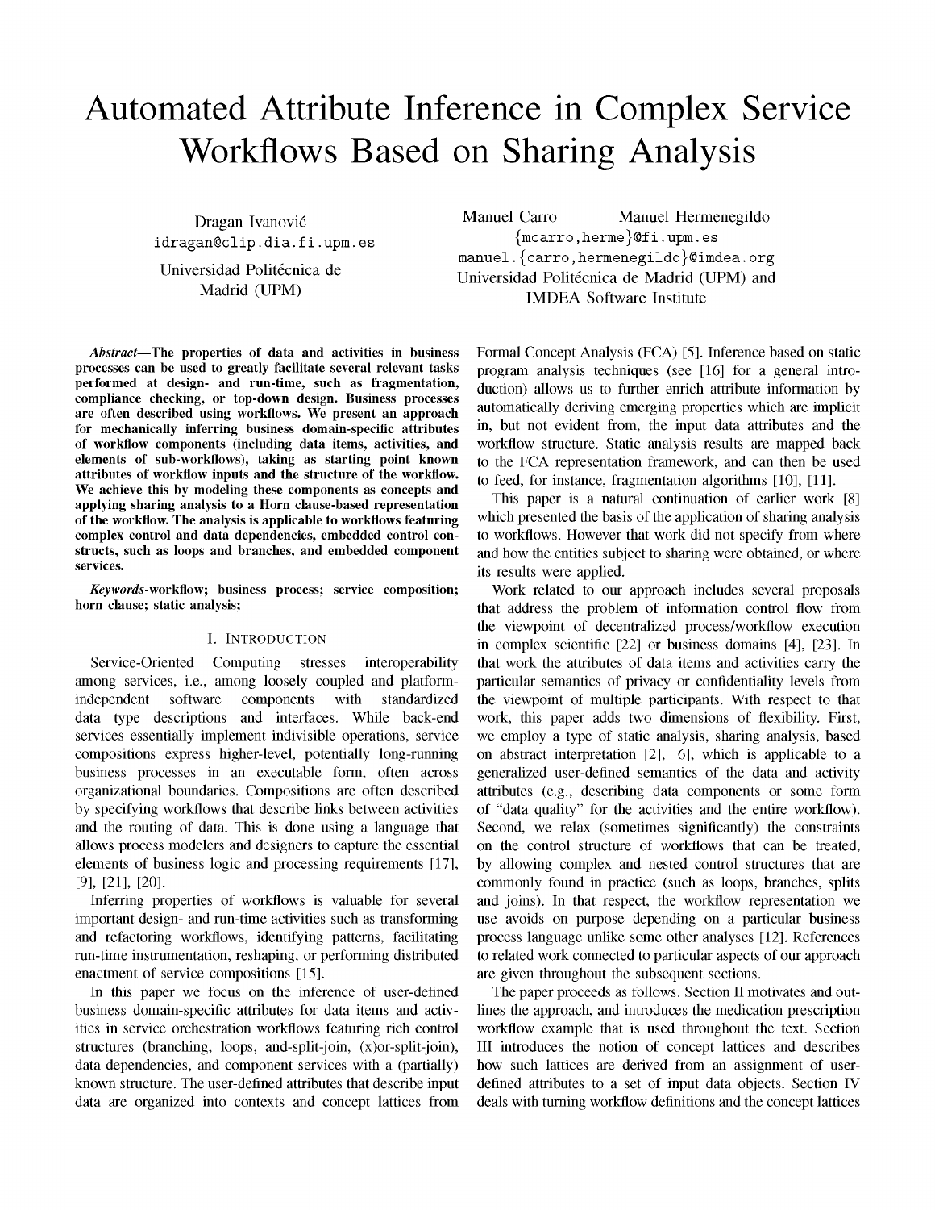# Automated Attribute Inference in Complex Service Workflows Based on Sharing Analysis

Dragan Ivanović
idragan@clip.dia.fi.upm.es
Universidad Politécnica de Madrid (UPM)

Manuel Carro   Manuel Hermenegildo
{mcarro,herme}@fi.upm.es
manuel.{carro,hermenegildo}@imdea.org
Universidad Politécnica de Madrid (UPM) and IMDEA Software Institute

***Abstract*—The properties of data and activities in business processes can be used to greatly facilitate several relevant tasks performed at design- and run-time, such as fragmentation, compliance checking, or top-down design. Business processes are often described using workflows. We present an approach for mechanically inferring business domain-specific attributes of workflow components (including data items, activities, and elements of sub-workflows), taking as starting point known attributes of workflow inputs and the structure of the workflow. We achieve this by modeling these components as concepts and applying sharing analysis to a Horn clause-based representation of the workflow. The analysis is applicable to workflows featuring complex control and data dependencies, embedded control constructs, such as loops and branches, and embedded component services.**

***Keywords*-workflow; business process; service composition; horn clause; static analysis;**

## I. Introduction

Service-Oriented Computing stresses interoperability among services, i.e., among loosely coupled and platform-independent software components with standardized data type descriptions and interfaces. While back-end services essentially implement indivisible operations, service compositions express higher-level, potentially long-running business processes in an executable form, often across organizational boundaries. Compositions are often described by specifying workflows that describe links between activities and the routing of data. This is done using a language that allows process modelers and designers to capture the essential elements of business logic and processing requirements [17], [9], [21], [20].

Inferring properties of workflows is valuable for several important design- and run-time activities such as transforming and refactoring workflows, identifying patterns, facilitating run-time instrumentation, reshaping, or performing distributed enactment of service compositions [15].

In this paper we focus on the inference of user-defined business domain-specific attributes for data items and activities in service orchestration workflows featuring rich control structures (branching, loops, and-split-join, (x)or-split-join), data dependencies, and component services with a (partially) known structure. The user-defined attributes that describe input data are organized into contexts and concept lattices from Formal Concept Analysis (FCA) [5]. Inference based on static program analysis techniques (see [16] for a general introduction) allows us to further enrich attribute information by automatically deriving emerging properties which are implicit in, but not evident from, the input data attributes and the workflow structure. Static analysis results are mapped back to the FCA representation framework, and can then be used to feed, for instance, fragmentation algorithms [10], [11].

This paper is a natural continuation of earlier work [8] which presented the basis of the application of sharing analysis to workflows. However that work did not specify from where and how the entities subject to sharing were obtained, or where its results were applied.

Work related to our approach includes several proposals that address the problem of information control flow from the viewpoint of decentralized process/workflow execution in complex scientific [22] or business domains [4], [23]. In that work the attributes of data items and activities carry the particular semantics of privacy or confidentiality levels from the viewpoint of multiple participants. With respect to that work, this paper adds two dimensions of flexibility. First, we employ a type of static analysis, sharing analysis, based on abstract interpretation [2], [6], which is applicable to a generalized user-defined semantics of the data and activity attributes (e.g., describing data components or some form of "data quality" for the activities and the entire workflow). Second, we relax (sometimes significantly) the constraints on the control structure of workflows that can be treated, by allowing complex and nested control structures that are commonly found in practice (such as loops, branches, splits and joins). In that respect, the workflow representation we use avoids on purpose depending on a particular business process language unlike some other analyses [12]. References to related work connected to particular aspects of our approach are given throughout the subsequent sections.

The paper proceeds as follows. Section II motivates and outlines the approach, and introduces the medication prescription workflow example that is used throughout the text. Section III introduces the notion of concept lattices and describes how such lattices are derived from an assignment of user-defined attributes to a set of input data objects. Section IV deals with turning workflow definitions and the concept lattices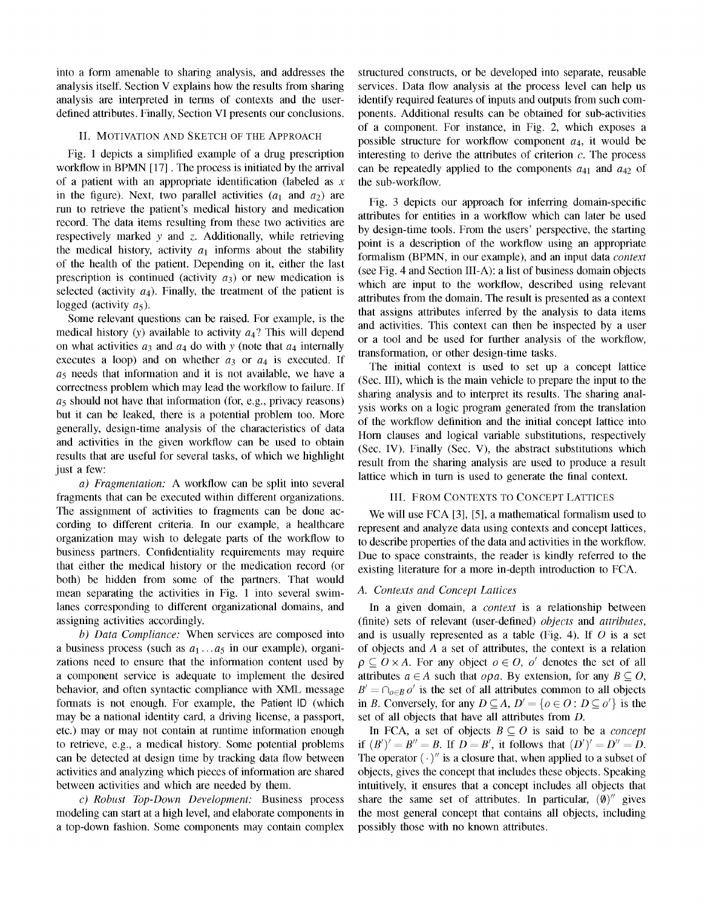into a form amenable to sharing analysis, and addresses the analysis itself. Section V explains how the results from sharing analysis are interpreted in terms of contexts and the user-defined attributes. Finally, Section VI presents our conclusions.

## II. Motivation and Sketch of the Approach

Fig. 1 depicts a simplified example of a drug prescription workflow in BPMN [17] . The process is initiated by the arrival of a patient with an appropriate identification (labeled as $x$ in the figure). Next, two parallel activities ($a_1$ and $a_2$) are run to retrieve the patient's medical history and medication record. The data items resulting from these two activities are respectively marked $y$ and $z$. Additionally, while retrieving the medical history, activity $a_1$ informs about the stability of the health of the patient. Depending on it, either the last prescription is continued (activity $a_3$) or new medication is selected (activity $a_4$). Finally, the treatment of the patient is logged (activity $a_5$).

Some relevant questions can be raised. For example, is the medical history ($y$) available to activity $a_4$? This will depend on what activities $a_3$ and $a_4$ do with $y$ (note that $a_4$ internally executes a loop) and on whether $a_3$ or $a_4$ is executed. If $a_5$ needs that information and it is not available, we have a correctness problem which may lead the workflow to failure. If $a_5$ should not have that information (for, e.g., privacy reasons) but it can be leaked, there is a potential problem too. More generally, design-time analysis of the characteristics of data and activities in the given workflow can be used to obtain results that are useful for several tasks, of which we highlight just a few:

*a) Fragmentation:* A workflow can be split into several fragments that can be executed within different organizations. The assignment of activities to fragments can be done according to different criteria. In our example, a healthcare organization may wish to delegate parts of the workflow to business partners. Confidentiality requirements may require that either the medical history or the medication record (or both) be hidden from some of the partners. That would mean separating the activities in Fig. 1 into several swimlanes corresponding to different organizational domains, and assigning activities accordingly.

*b) Data Compliance:* When services are composed into a business process (such as $a_1 \ldots a_5$ in our example), organizations need to ensure that the information content used by a component service is adequate to implement the desired behavior, and often syntactic compliance with XML message formats is not enough. For example, the Patient ID (which may be a national identity card, a driving license, a passport, etc.) may or may not contain at runtime information enough to retrieve, e.g., a medical history. Some potential problems can be detected at design time by tracking data flow between activities and analyzing which pieces of information are shared between activities and which are needed by them.

*c) Robust Top-Down Development:* Business process modeling can start at a high level, and elaborate components in a top-down fashion. Some components may contain complex structured constructs, or be developed into separate, reusable services. Data flow analysis at the process level can help us identify required features of inputs and outputs from such components. Additional results can be obtained for sub-activities of a component. For instance, in Fig. 2, which exposes a possible structure for workflow component $a_4$, it would be interesting to derive the attributes of criterion $c$. The process can be repeatedly applied to the components $a_{41}$ and $a_{42}$ of the sub-workflow.

Fig. 3 depicts our approach for inferring domain-specific attributes for entities in a workflow which can later be used by design-time tools. From the users' perspective, the starting point is a description of the workflow using an appropriate formalism (BPMN, in our example), and an input data *context* (see Fig. 4 and Section III-A): a list of business domain objects which are input to the workflow, described using relevant attributes from the domain. The result is presented as a context that assigns attributes inferred by the analysis to data items and activities. This context can then be inspected by a user or a tool and be used for further analysis of the workflow, transformation, or other design-time tasks.

The initial context is used to set up a concept lattice (Sec. III), which is the main vehicle to prepare the input to the sharing analysis and to interpret its results. The sharing analysis works on a logic program generated from the translation of the workflow definition and the initial concept lattice into Horn clauses and logical variable substitutions, respectively (Sec. IV). Finally (Sec. V), the abstract substitutions which result from the sharing analysis are used to produce a result lattice which in turn is used to generate the final context.

## III. From Contexts to Concept Lattices

We will use FCA [3], [5], a mathematical formalism used to represent and analyze data using contexts and concept lattices, to describe properties of the data and activities in the workflow. Due to space constraints, the reader is kindly referred to the existing literature for a more in-depth introduction to FCA.

### A. Contexts and Concept Lattices

In a given domain, a *context* is a relationship between (finite) sets of relevant (user-defined) *objects* and *attributes*, and is usually represented as a table (Fig. 4). If $O$ is a set of objects and $A$ a set of attributes, the context is a relation $\rho \subseteq O \times A$. For any object $o \in O$, $o'$ denotes the set of all attributes $a \in A$ such that $o\rho a$. By extension, for any $B \subseteq O$, $B' = \cap_{o \in B} o'$ is the set of all attributes common to all objects in $B$. Conversely, for any $D \subseteq A$, $D' = \{o \in O : D \subseteq o'\}$ is the set of all objects that have all attributes from $D$.

In FCA, a set of objects $B \subseteq O$ is said to be a *concept* if $(B')' = B'' = B$. If $D = B'$, it follows that $(D')' = D'' = D$. The operator $(\cdot)''$ is a closure that, when applied to a subset of objects, gives the concept that includes these objects. Speaking intuitively, it ensures that a concept includes all objects that share the same set of attributes. In particular, $(\emptyset)''$ gives the most general concept that contains all objects, including possibly those with no known attributes.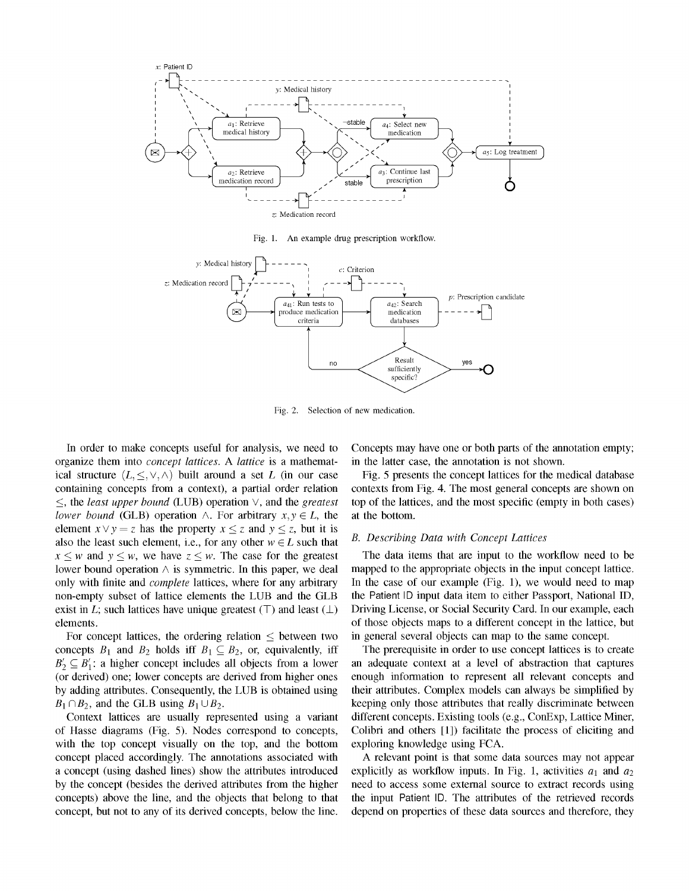Fig. 1. An example drug prescription workflow.

Fig. 2. Selection of new medication.

In order to make concepts useful for analysis, we need to organize them into *concept lattices*. A *lattice* is a mathematical structure $(L, \leq, \vee, \wedge)$ built around a set $L$ (in our case containing concepts from a context), a partial order relation $\leq$, the *least upper bound* (LUB) operation $\vee$, and the *greatest lower bound* (GLB) operation $\wedge$. For arbitrary $x, y \in L$, the element $x \vee y = z$ has the property $x \leq z$ and $y \leq z$, but it is also the least such element, i.e., for any other $w \in L$ such that $x \leq w$ and $y \leq w$, we have $z \leq w$. The case for the greatest lower bound operation $\wedge$ is symmetric. In this paper, we deal only with finite and *complete* lattices, where for any arbitrary non-empty subset of lattice elements the LUB and the GLB exist in $L$; such lattices have unique greatest ($\top$) and least ($\bot$) elements.

For concept lattices, the ordering relation $\leq$ between two concepts $B_1$ and $B_2$ holds iff $B_1 \subseteq B_2$, or, equivalently, iff $B_2' \subseteq B_1'$: a higher concept includes all objects from a lower (or derived) one; lower concepts are derived from higher ones by adding attributes. Consequently, the LUB is obtained using $B_1 \cap B_2$, and the GLB using $B_1 \cup B_2$.

Context lattices are usually represented using a variant of Hasse diagrams (Fig. 5). Nodes correspond to concepts, with the top concept visually on the top, and the bottom concept placed accordingly. The annotations associated with a concept (using dashed lines) show the attributes introduced by the concept (besides the derived attributes from the higher concepts) above the line, and the objects that belong to that concept, but not to any of its derived concepts, below the line. Concepts may have one or both parts of the annotation empty; in the latter case, the annotation is not shown.

Fig. 5 presents the concept lattices for the medical database contexts from Fig. 4. The most general concepts are shown on top of the lattices, and the most specific (empty in both cases) at the bottom.

### B. Describing Data with Concept Lattices

The data items that are input to the workflow need to be mapped to the appropriate objects in the input concept lattice. In the case of our example (Fig. 1), we would need to map the Patient ID input data item to either Passport, National ID, Driving License, or Social Security Card. In our example, each of those objects maps to a different concept in the lattice, but in general several objects can map to the same concept.

The prerequisite in order to use concept lattices is to create an adequate context at a level of abstraction that captures enough information to represent all relevant concepts and their attributes. Complex models can always be simplified by keeping only those attributes that really discriminate between different concepts. Existing tools (e.g., ConExp, Lattice Miner, Colibri and others [1]) facilitate the process of eliciting and exploring knowledge using FCA.

A relevant point is that some data sources may not appear explicitly as workflow inputs. In Fig. 1, activities $a_1$ and $a_2$ need to access some external source to extract records using the input Patient ID. The attributes of the retrieved records depend on properties of these data sources and therefore, they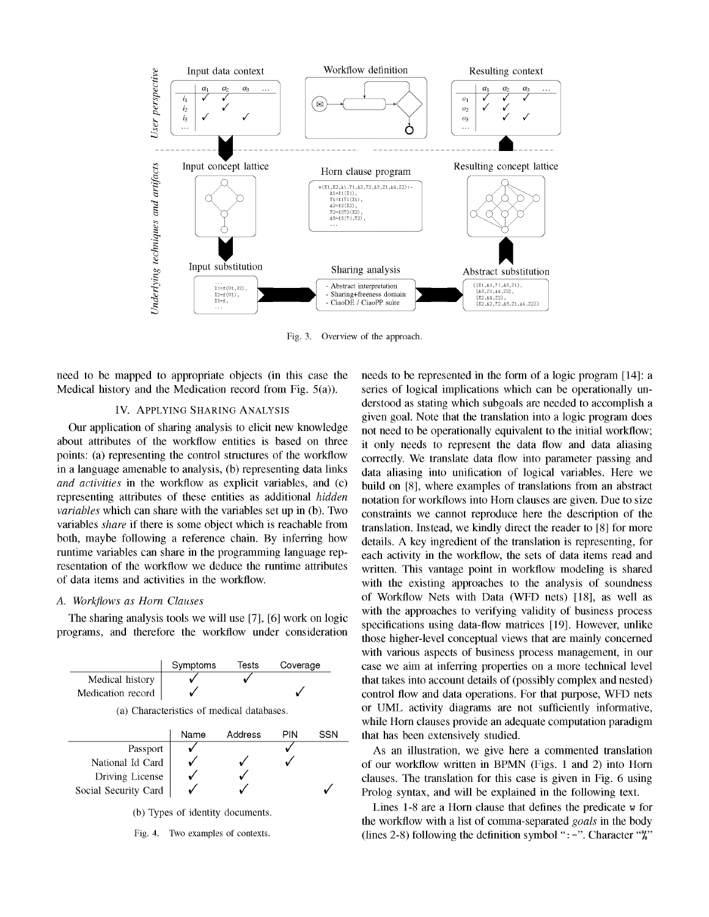Fig. 3. Overview of the approach.

need to be mapped to appropriate objects (in this case the Medical history and the Medication record from Fig. 5(a)).

## IV. Applying Sharing Analysis

Our application of sharing analysis to elicit new knowledge about attributes of the workflow entities is based on three points: (a) representing the control structures of the workflow in a language amenable to analysis, (b) representing data links *and activities* in the workflow as explicit variables, and (c) representing attributes of these entities as additional *hidden variables* which can share with the variables set up in (b). Two variables *share* if there is some object which is reachable from both, maybe following a reference chain. By inferring how runtime variables can share in the programming language representation of the workflow we deduce the runtime attributes of data items and activities in the workflow.

### A. Workflows as Horn Clauses

The sharing analysis tools we will use [7], [6] work on logic programs, and therefore the workflow under consideration needs to be represented in the form of a logic program [14]: a series of logical implications which can be operationally understood as stating which subgoals are needed to accomplish a given goal. Note that the translation into a logic program does not need to be operationally equivalent to the initial workflow; it only needs to represent the data flow and data aliasing correctly. We translate data flow into parameter passing and data aliasing into unification of logical variables. Here we build on [8], where examples of translations from an abstract notation for workflows into Horn clauses are given. Due to size constraints we cannot reproduce here the description of the translation. Instead, we kindly direct the reader to [8] for more details. A key ingredient of the translation is representing, for each activity in the workflow, the sets of data items read and written. This vantage point in workflow modeling is shared with the existing approaches to the analysis of soundness of Workflow Nets with Data (WFD nets) [18], as well as with the approaches to verifying validity of business process specifications using data-flow matrices [19]. However, unlike those higher-level conceptual views that are mainly concerned with various aspects of business process management, in our case we aim at inferring properties on a more technical level that takes into account details of (possibly complex and nested) control flow and data operations. For that purpose, WFD nets or UML activity diagrams are not sufficiently informative, while Horn clauses provide an adequate computation paradigm that has been extensively studied.

|  | Symptoms | Tests | Coverage |
|---|---|---|---|
| Medical history | ✓ | ✓ |  |
| Medication record | ✓ |  | ✓ |

(a) Characteristics of medical databases.

|  | Name | Address | PIN | SSN |
|---|---|---|---|---|
| Passport | ✓ |  | ✓ |  |
| National Id Card | ✓ | ✓ | ✓ |  |
| Driving License | ✓ | ✓ |  |  |
| Social Security Card | ✓ | ✓ |  | ✓ |

(b) Types of identity documents.

Fig. 4. Two examples of contexts.

As an illustration, we give here a commented translation of our workflow written in BPMN (Figs. 1 and 2) into Horn clauses. The translation for this case is given in Fig. 6 using Prolog syntax, and will be explained in the following text.

Lines 1-8 are a Horn clause that defines the predicate w for the workflow with a list of comma-separated *goals* in the body (lines 2-8) following the definition symbol ":-". Character "%"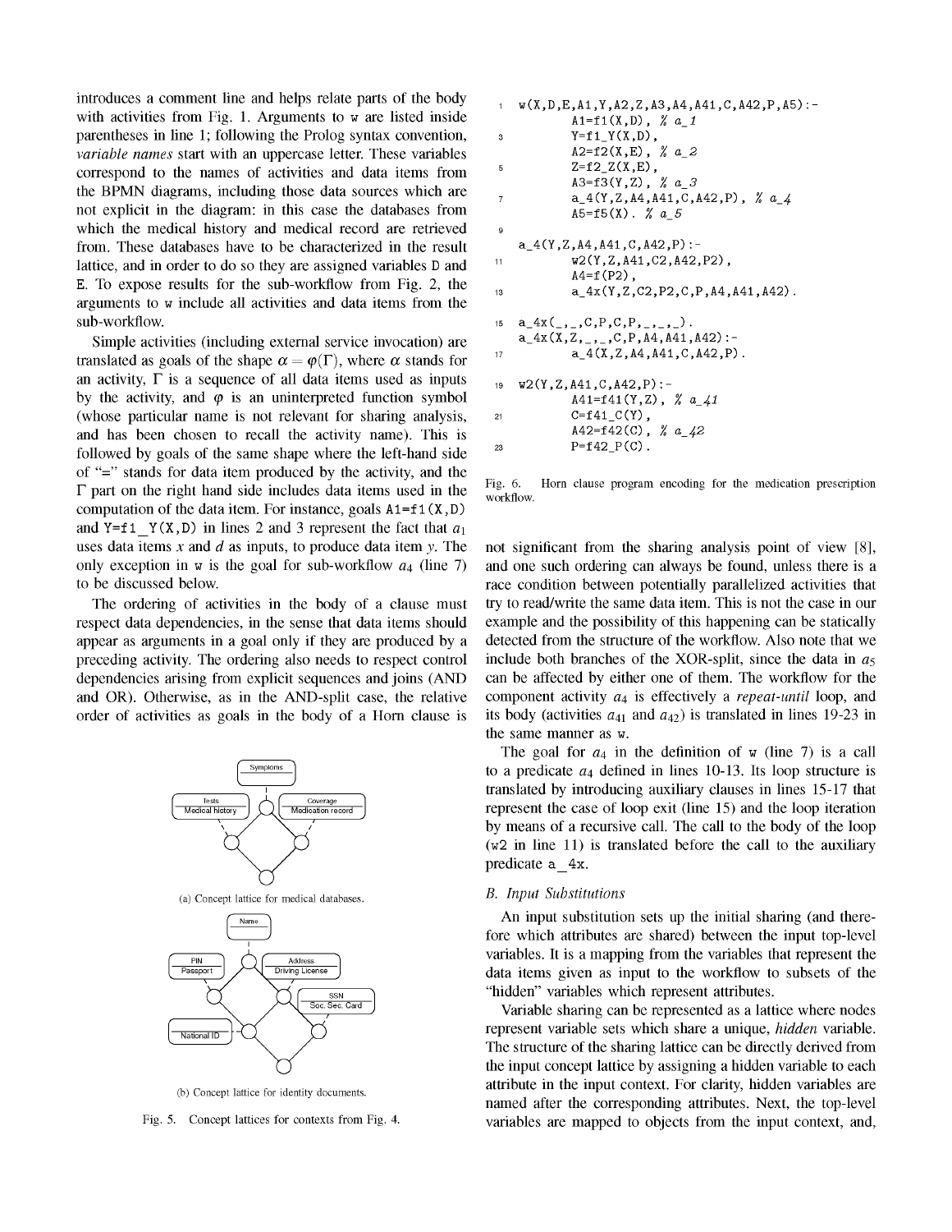introduces a comment line and helps relate parts of the body with activities from Fig. 1. Arguments to `w` are listed inside parentheses in line 1; following the Prolog syntax convention, *variable names* start with an uppercase letter. These variables correspond to the names of activities and data items from the BPMN diagrams, including those data sources which are not explicit in the diagram: in this case the databases from which the medical history and medical record are retrieved from. These databases have to be characterized in the result lattice, and in order to do so they are assigned variables `D` and `E`. To expose results for the sub-workflow from Fig. 2, the arguments to `w` include all activities and data items from the sub-workflow.

Simple activities (including external service invocation) are translated as goals of the shape $\alpha = \varphi(\Gamma)$, where $\alpha$ stands for an activity, $\Gamma$ is a sequence of all data items used as inputs by the activity, and $\varphi$ is an uninterpreted function symbol (whose particular name is not relevant for sharing analysis, and has been chosen to recall the activity name). This is followed by goals of the same shape where the left-hand side of "=" stands for data item produced by the activity, and the $\Gamma$ part on the right hand side includes data items used in the computation of the data item. For instance, goals `A1=f1(X,D)` and `Y=f1_Y(X,D)` in lines 2 and 3 represent the fact that $a_1$ uses data items $x$ and $d$ as inputs, to produce data item $y$. The only exception in `w` is the goal for sub-workflow $a_4$ (line 7) to be discussed below.

The ordering of activities in the body of a clause must respect data dependencies, in the sense that data items should appear as arguments in a goal only if they are produced by a preceding activity. The ordering also needs to respect control dependencies arising from explicit sequences and joins (AND and OR). Otherwise, as in the AND-split case, the relative order of activities as goals in the body of a Horn clause is not significant from the sharing analysis point of view [8], and one such ordering can always be found, unless there is a race condition between potentially parallelized activities that try to read/write the same data item. This is not the case in our example and the possibility of this happening can be statically detected from the structure of the workflow. Also note that we include both branches of the XOR-split, since the data in $a_5$ can be affected by either one of them. The workflow for the component activity $a_4$ is effectively a *repeat-until* loop, and its body (activities $a_{41}$ and $a_{42}$) is translated in lines 19-23 in the same manner as `w`.

(a) Concept lattice for medical databases.

(b) Concept lattice for identity documents.

Fig. 5. Concept lattices for contexts from Fig. 4.

```
1  w(X,D,E,A1,Y,A2,Z,A3,A4,A41,C,A42,P,A5):-
           A1=f1(X,D), % a_1
3          Y=f1_Y(X,D),
           A2=f2(X,E), % a_2
5          Z=f2_Z(X,E),
           A3=f3(Y,Z), % a_3
7          a_4(Y,Z,A4,A41,C,A42,P), % a_4
           A5=f5(X). % a_5
9
   a_4(Y,Z,A4,A41,C,A42,P):-
11         w2(Y,Z,A41,C2,A42,P2),
           A4=f(P2),
13         a_4x(Y,Z,C2,P2,C,P,A4,A41,A42).

15 a_4x(_,_,C,P,C,P,_,_,_).
   a_4x(X,Z,_,_,C,P,A4,A41,A42):-
17         a_4(X,Z,A4,A41,C,A42,P).

19 w2(Y,Z,A41,C,A42,P):-
           A41=f41(Y,Z), % a_41
21         C=f41_C(Y),
           A42=f42(C), % a_42
23         P=f42_P(C).
```

Fig. 6. Horn clause program encoding for the medication prescription workflow.

The goal for $a_4$ in the definition of `w` (line 7) is a call to a predicate $a_4$ defined in lines 10-13. Its loop structure is translated by introducing auxiliary clauses in lines 15-17 that represent the case of loop exit (line 15) and the loop iteration by means of a recursive call. The call to the body of the loop (`w2` in line 11) is translated before the call to the auxiliary predicate `a_4x`.

### B. Input Substitutions

An input substitution sets up the initial sharing (and therefore which attributes are shared) between the input top-level variables. It is a mapping from the variables that represent the data items given as input to the workflow to subsets of the "hidden" variables which represent attributes.

Variable sharing can be represented as a lattice where nodes represent variable sets which share a unique, *hidden* variable. The structure of the sharing lattice can be directly derived from the input concept lattice by assigning a hidden variable to each attribute in the input context. For clarity, hidden variables are named after the corresponding attributes. Next, the top-level variables are mapped to objects from the input context, and,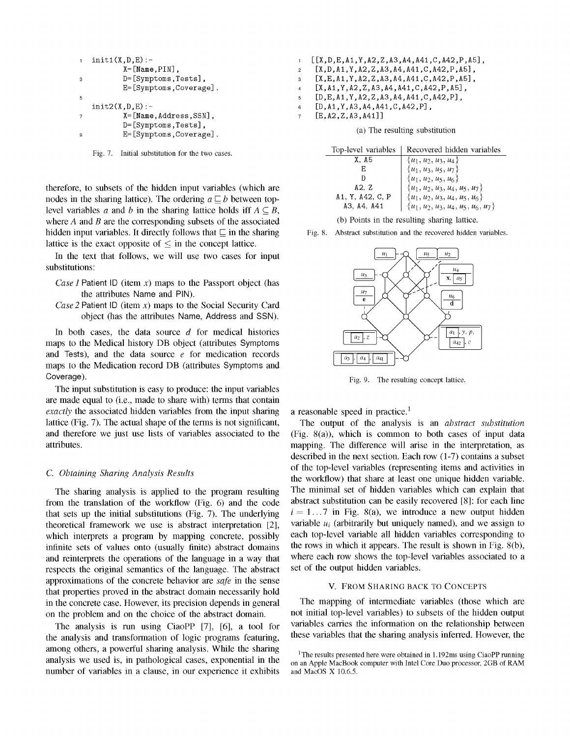```
1  init1(X,D,E):-
       X=[Name,PIN],
3      D=[Symptoms,Tests],
       E=[Symptoms,Coverage].
5
   init2(X,D,E):-
7      X=[Name,Address,SSN],
       D=[Symptoms,Tests],
9      E=[Symptoms,Coverage].
```

Fig. 7. Initial substitution for the two cases.

therefore, to subsets of the hidden input variables (which are nodes in the sharing lattice). The ordering $a \sqsubseteq b$ between top-level variables $a$ and $b$ in the sharing lattice holds iff $A \subseteq B$, where $A$ and $B$ are the corresponding subsets of the associated hidden input variables. It directly follows that $\sqsubseteq$ in the sharing lattice is the exact opposite of $\leq$ in the concept lattice.

In the text that follows, we will use two cases for input substitutions:

*Case 1* Patient ID (item $x$) maps to the Passport object (has the attributes Name and PIN).

*Case 2* Patient ID (item $x$) maps to the Social Security Card object (has the attributes Name, Address and SSN).

In both cases, the data source $d$ for medical histories maps to the Medical history DB object (attributes Symptoms and Tests), and the data source $e$ for medication records maps to the Medication record DB (attributes Symptoms and Coverage).

The input substitution is easy to produce: the input variables are made equal to (i.e., made to share with) terms that contain *exactly* the associated hidden variables from the input sharing lattice (Fig. 7). The actual shape of the terms is not significant, and therefore we just use lists of variables associated to the attributes.

### C. Obtaining Sharing Analysis Results

The sharing analysis is applied to the program resulting from the translation of the workflow (Fig. 6) and the code that sets up the initial substitutions (Fig. 7). The underlying theoretical framework we use is abstract interpretation [2], which interprets a program by mapping concrete, possibly infinite sets of values onto (usually finite) abstract domains and reinterprets the operations of the language in a way that respects the original semantics of the language. The abstract approximations of the concrete behavior are *safe* in the sense that properties proved in the abstract domain necessarily hold in the concrete case. However, its precision depends in general on the problem and on the choice of the abstract domain.

The analysis is run using CiaoPP [7], [6], a tool for the analysis and transformation of logic programs featuring, among others, a powerful sharing analysis. While the sharing analysis we used is, in pathological cases, exponential in the number of variables in a clause, in our experience it exhibits a reasonable speed in practice.[1]

```
1  [[X,D,E,A1,Y,A2,Z,A3,A4,A41,C,A42,P,A5],
2   [X,D,A1,Y,A2,Z,A3,A4,A41,C,A42,P,A5],
3   [X,E,A1,Y,A2,Z,A3,A4,A41,C,A42,P,A5],
4   [X,A1,Y,A2,Z,A3,A4,A41,C,A42,P,A5],
5   [D,E,A1,Y,A2,Z,A3,A4,A41,C,A42,P],
6   [D,A1,Y,A3,A4,A41,C,A42,P],
7   [E,A2,Z,A3,A41]]
```

(a) The resulting substitution

| Top-level variables | Recovered hidden variables |
|---|---|
| X, A5 | $\{u_1, u_2, u_3, u_4\}$ |
| E | $\{u_1, u_3, u_5, u_7\}$ |
| D | $\{u_1, u_2, u_5, u_6\}$ |
| A2, Z | $\{u_1, u_2, u_3, u_4, u_5, u_7\}$ |
| A1, Y, A42, C, P | $\{u_1, u_2, u_3, u_4, u_5, u_6\}$ |
| A3, A4, A41 | $\{u_1, u_2, u_3, u_4, u_5, u_6, u_7\}$ |

(b) Points in the resulting sharing lattice.

Fig. 8. Abstract substitution and the recovered hidden variables.

Fig. 9. The resulting concept lattice.

The output of the analysis is an *abstract substitution* (Fig. 8(a)), which is common to both cases of input data mapping. The difference will arise in the interpretation, as described in the next section. Each row (1-7) contains a subset of the top-level variables (representing items and activities in the workflow) that share at least one unique hidden variable. The minimal set of hidden variables which can explain that abstract substitution can be easily recovered [8]: for each line $i = 1 \ldots 7$ in Fig. 8(a), we introduce a new output hidden variable $u_i$ (arbitrarily but uniquely named), and we assign to each top-level variable all hidden variables corresponding to the rows in which it appears. The result is shown in Fig. 8(b), where each row shows the top-level variables associated to a set of the output hidden variables.

## V. From Sharing Back to Concepts

The mapping of intermediate variables (those which are not initial top-level variables) to subsets of the hidden output variables carries the information on the relationship between these variables that the sharing analysis inferred. However, the

[1] The results presented here were obtained in 1.192ms using CiaoPP running on an Apple MacBook computer with Intel Core Duo processor, 2GB of RAM and MacOS X 10.6.5.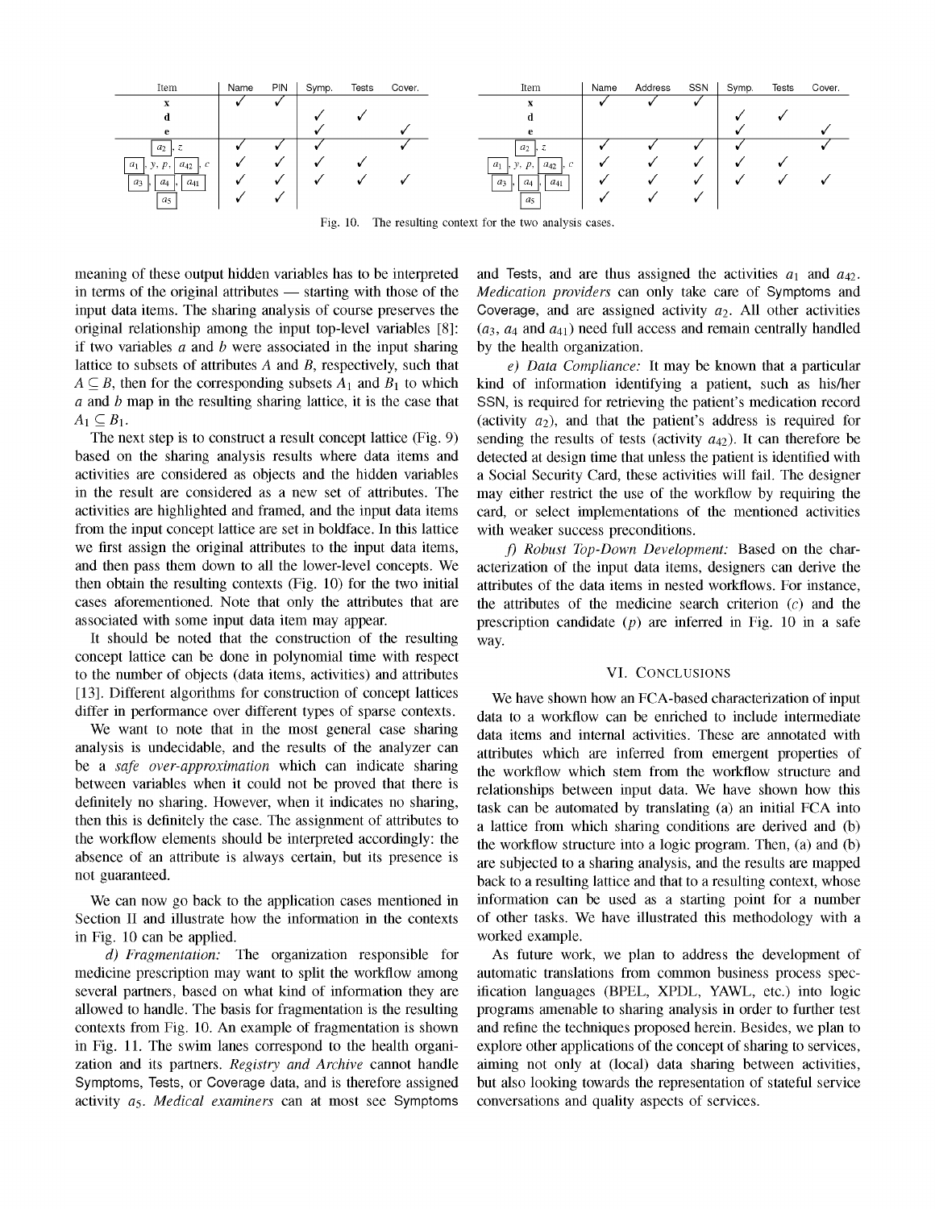| Item | Name | PIN | Symp. | Tests | Cover. |
|---|---|---|---|---|---|
| **x** | ✓ | ✓ | | | |
| **d** | | | ✓ | ✓ | |
| **e** | | | ✓ | | ✓ |
| [$a_2$], $z$ | ✓ | ✓ | ✓ | | ✓ |
| [$a_1$], $y$, $p$, [$a_{42}$], $c$ | ✓ | ✓ | ✓ | ✓ | |
| [$a_3$], [$a_4$], [$a_{41}$] | ✓ | ✓ | ✓ | ✓ | ✓ |
| [$a_5$] | ✓ | ✓ | | | |

| Item | Name | Address | SSN | Symp. | Tests | Cover. |
|---|---|---|---|---|---|---|
| **x** | ✓ | ✓ | ✓ | | | |
| **d** | | | | ✓ | ✓ | |
| **e** | | | | ✓ | | ✓ |
| [$a_2$], $z$ | ✓ | ✓ | ✓ | ✓ | | ✓ |
| [$a_1$], $y$, $p$, [$a_{42}$], $c$ | ✓ | ✓ | ✓ | ✓ | ✓ | |
| [$a_3$], [$a_4$], [$a_{41}$] | ✓ | ✓ | ✓ | ✓ | ✓ | ✓ |
| [$a_5$] | ✓ | ✓ | ✓ | | | |

Fig. 10. The resulting context for the two analysis cases.

meaning of these output hidden variables has to be interpreted in terms of the original attributes — starting with those of the input data items. The sharing analysis of course preserves the original relationship among the input top-level variables [8]: if two variables $a$ and $b$ were associated in the input sharing lattice to subsets of attributes $A$ and $B$, respectively, such that $A \subseteq B$, then for the corresponding subsets $A_1$ and $B_1$ to which $a$ and $b$ map in the resulting sharing lattice, it is the case that $A_1 \subseteq B_1$.

The next step is to construct a result concept lattice (Fig. 9) based on the sharing analysis results where data items and activities are considered as objects and the hidden variables in the result are considered as a new set of attributes. The activities are highlighted and framed, and the input data items from the input concept lattice are set in boldface. In this lattice we first assign the original attributes to the input data items, and then pass them down to all the lower-level concepts. We then obtain the resulting contexts (Fig. 10) for the two initial cases aforementioned. Note that only the attributes that are associated with some input data item may appear.

It should be noted that the construction of the resulting concept lattice can be done in polynomial time with respect to the number of objects (data items, activities) and attributes [13]. Different algorithms for construction of concept lattices differ in performance over different types of sparse contexts.

We want to note that in the most general case sharing analysis is undecidable, and the results of the analyzer can be a *safe over-approximation* which can indicate sharing between variables when it could not be proved that there is definitely no sharing. However, when it indicates no sharing, then this is definitely the case. The assignment of attributes to the workflow elements should be interpreted accordingly: the absence of an attribute is always certain, but its presence is not guaranteed.

We can now go back to the application cases mentioned in Section II and illustrate how the information in the contexts in Fig. 10 can be applied.

*d) Fragmentation:* The organization responsible for medicine prescription may want to split the workflow among several partners, based on what kind of information they are allowed to handle. The basis for fragmentation is the resulting contexts from Fig. 10. An example of fragmentation is shown in Fig. 11. The swim lanes correspond to the health organization and its partners. *Registry and Archive* cannot handle Symptoms, Tests, or Coverage data, and is therefore assigned activity $a_5$. *Medical examiners* can at most see Symptoms and Tests, and are thus assigned the activities $a_1$ and $a_{42}$. *Medication providers* can only take care of Symptoms and Coverage, and are assigned activity $a_2$. All other activities ($a_3$, $a_4$ and $a_{41}$) need full access and remain centrally handled by the health organization.

*e) Data Compliance:* It may be known that a particular kind of information identifying a patient, such as his/her SSN, is required for retrieving the patient's medication record (activity $a_2$), and that the patient's address is required for sending the results of tests (activity $a_{42}$). It can therefore be detected at design time that unless the patient is identified with a Social Security Card, these activities will fail. The designer may either restrict the use of the workflow by requiring the card, or select implementations of the mentioned activities with weaker success preconditions.

*f) Robust Top-Down Development:* Based on the characterization of the input data items, designers can derive the attributes of the data items in nested workflows. For instance, the attributes of the medicine search criterion ($c$) and the prescription candidate ($p$) are inferred in Fig. 10 in a safe way.

## VI. Conclusions

We have shown how an FCA-based characterization of input data to a workflow can be enriched to include intermediate data items and internal activities. These are annotated with attributes which are inferred from emergent properties of the workflow which stem from the workflow structure and relationships between input data. We have shown how this task can be automated by translating (a) an initial FCA into a lattice from which sharing conditions are derived and (b) the workflow structure into a logic program. Then, (a) and (b) are subjected to a sharing analysis, and the results are mapped back to a resulting lattice and that to a resulting context, whose information can be used as a starting point for a number of other tasks. We have illustrated this methodology with a worked example.

As future work, we plan to address the development of automatic translations from common business process specification languages (BPEL, XPDL, YAWL, etc.) into logic programs amenable to sharing analysis in order to further test and refine the techniques proposed herein. Besides, we plan to explore other applications of the concept of sharing to services, aiming not only at (local) data sharing between activities, but also looking towards the representation of stateful service conversations and quality aspects of services.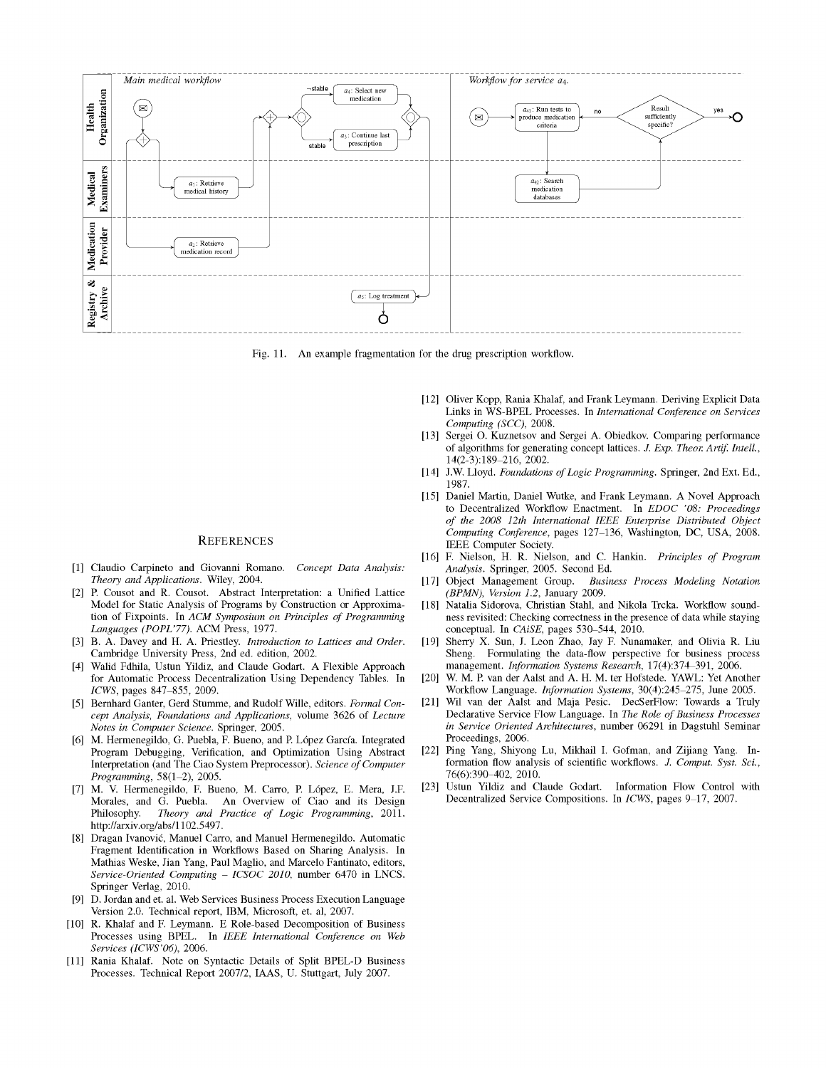Main medical workflow

Health Organization

Medical Examiners

Medication Provider

Registry & Archive

¬stable

$a_4$: Select new medication

$a_3$: Continue last prescription

stable

$a_1$: Retrieve medical history

$a_2$: Retrieve medication record

$a_5$: Log treatment

Workflow for service $a_4$.

$a_{41}$: Run tests to produce medication criteria

no

Result sufficiently specific?

yes

$a_{42}$: Search medication databases

Fig. 11. An example fragmentation for the drug prescription workflow.

## REFERENCES

[1] Claudio Carpineto and Giovanni Romano. *Concept Data Analysis: Theory and Applications*. Wiley, 2004.

[2] P. Cousot and R. Cousot. Abstract Interpretation: a Unified Lattice Model for Static Analysis of Programs by Construction or Approximation of Fixpoints. In *ACM Symposium on Principles of Programming Languages (POPL'77)*. ACM Press, 1977.

[3] B. A. Davey and H. A. Priestley. *Introduction to Lattices and Order*. Cambridge University Press, 2nd ed. edition, 2002.

[4] Walid Fdhila, Ustun Yildiz, and Claude Godart. A Flexible Approach for Automatic Process Decentralization Using Dependency Tables. In *ICWS*, pages 847–855, 2009.

[5] Bernhard Ganter, Gerd Stumme, and Rudolf Wille, editors. *Formal Concept Analysis, Foundations and Applications*, volume 3626 of *Lecture Notes in Computer Science*. Springer, 2005.

[6] M. Hermenegildo, G. Puebla, F. Bueno, and P. López García. Integrated Program Debugging, Verification, and Optimization Using Abstract Interpretation (and The Ciao System Preprocessor). *Science of Computer Programming*, 58(1–2), 2005.

[7] M. V. Hermenegildo, F. Bueno, M. Carro, P. López, E. Mera, J.F. Morales, and G. Puebla. An Overview of Ciao and its Design Philosophy. *Theory and Practice of Logic Programming*, 2011. http://arxiv.org/abs/1102.5497.

[8] Dragan Ivanović, Manuel Carro, and Manuel Hermenegildo. Automatic Fragment Identification in Workflows Based on Sharing Analysis. In Mathias Weske, Jian Yang, Paul Maglio, and Marcelo Fantinato, editors, *Service-Oriented Computing – ICSOC 2010*, number 6470 in LNCS. Springer Verlag, 2010.

[9] D. Jordan and et. al. Web Services Business Process Execution Language Version 2.0. Technical report, IBM, Microsoft, et. al, 2007.

[10] R. Khalaf and F. Leymann. E Role-based Decomposition of Business Processes using BPEL. In *IEEE International Conference on Web Services (ICWS'06)*, 2006.

[11] Rania Khalaf. Note on Syntactic Details of Split BPEL-D Business Processes. Technical Report 2007/2, IAAS, U. Stuttgart, July 2007.

[12] Oliver Kopp, Rania Khalaf, and Frank Leymann. Deriving Explicit Data Links in WS-BPEL Processes. In *International Conference on Services Computing (SCC)*, 2008.

[13] Sergei O. Kuznetsov and Sergei A. Obiedkov. Comparing performance of algorithms for generating concept lattices. *J. Exp. Theor. Artif. Intell.*, 14(2-3):189–216, 2002.

[14] J.W. Lloyd. *Foundations of Logic Programming*. Springer, 2nd Ext. Ed., 1987.

[15] Daniel Martin, Daniel Wutke, and Frank Leymann. A Novel Approach to Decentralized Workflow Enactment. In *EDOC '08: Proceedings of the 2008 12th International IEEE Enterprise Distributed Object Computing Conference*, pages 127–136, Washington, DC, USA, 2008. IEEE Computer Society.

[16] F. Nielson, H. R. Nielson, and C. Hankin. *Principles of Program Analysis*. Springer, 2005. Second Ed.

[17] Object Management Group. *Business Process Modeling Notation (BPMN), Version 1.2*, January 2009.

[18] Natalia Sidorova, Christian Stahl, and Nikola Trcka. Workflow soundness revisited: Checking correctness in the presence of data while staying conceptual. In *CAiSE*, pages 530–544, 2010.

[19] Sherry X. Sun, J. Leon Zhao, Jay F. Nunamaker, and Olivia R. Liu Sheng. Formulating the data-flow perspective for business process management. *Information Systems Research*, 17(4):374–391, 2006.

[20] W. M. P. van der Aalst and A. H. M. ter Hofstede. YAWL: Yet Another Workflow Language. *Information Systems*, 30(4):245–275, June 2005.

[21] Wil van der Aalst and Maja Pesic. DecSerFlow: Towards a Truly Declarative Service Flow Language. In *The Role of Business Processes in Service Oriented Architectures*, number 06291 in Dagstuhl Seminar Proceedings, 2006.

[22] Ping Yang, Shiyong Lu, Mikhail I. Gofman, and Zijiang Yang. Information flow analysis of scientific workflows. *J. Comput. Syst. Sci.*, 76(6):390–402, 2010.

[23] Ustun Yildiz and Claude Godart. Information Flow Control with Decentralized Service Compositions. In *ICWS*, pages 9–17, 2007.